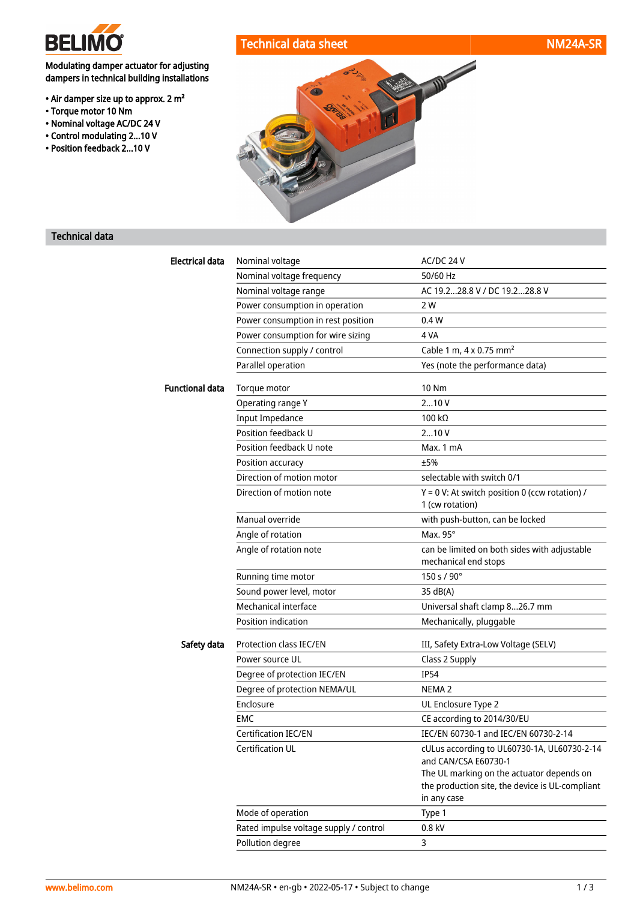# Technical data sheet — NM24A-SR

**Modulating damper actuator for adjusting dampers in technical building installations**

- Air damper size up to approx. 2 m²
- Torque motor 10 Nm
- Nominal voltage AC/DC 24 V
- Control modulating 2...10 V
- Position feedback 2...10 V

## Technical data

| | | |
|---|---|---|
| **Electrical data** | Nominal voltage | AC/DC 24 V |
| | Nominal voltage frequency | 50/60 Hz |
| | Nominal voltage range | AC 19.2...28.8 V / DC 19.2...28.8 V |
| | Power consumption in operation | 2 W |
| | Power consumption in rest position | 0.4 W |
| | Power consumption for wire sizing | 4 VA |
| | Connection supply / control | Cable 1 m, 4 x 0.75 mm² |
| | Parallel operation | Yes (note the performance data) |
| **Functional data** | Torque motor | 10 Nm |
| | Operating range Y | 2...10 V |
| | Input Impedance | 100 kΩ |
| | Position feedback U | 2...10 V |
| | Position feedback U note | Max. 1 mA |
| | Position accuracy | ±5% |
| | Direction of motion motor | selectable with switch 0/1 |
| | Direction of motion note | Y = 0 V: At switch position 0 (ccw rotation) / 1 (cw rotation) |
| | Manual override | with push-button, can be locked |
| | Angle of rotation | Max. 95° |
| | Angle of rotation note | can be limited on both sides with adjustable mechanical end stops |
| | Running time motor | 150 s / 90° |
| | Sound power level, motor | 35 dB(A) |
| | Mechanical interface | Universal shaft clamp 8...26.7 mm |
| | Position indication | Mechanically, pluggable |
| **Safety data** | Protection class IEC/EN | III, Safety Extra-Low Voltage (SELV) |
| | Power source UL | Class 2 Supply |
| | Degree of protection IEC/EN | IP54 |
| | Degree of protection NEMA/UL | NEMA 2 |
| | Enclosure | UL Enclosure Type 2 |
| | EMC | CE according to 2014/30/EU |
| | Certification IEC/EN | IEC/EN 60730-1 and IEC/EN 60730-2-14 |
| | Certification UL | cULus according to UL60730-1A, UL60730-2-14 and CAN/CSA E60730-1 The UL marking on the actuator depends on the production site, the device is UL-compliant in any case |
| | Mode of operation | Type 1 |
| | Rated impulse voltage supply / control | 0.8 kV |
| | Pollution degree | 3 |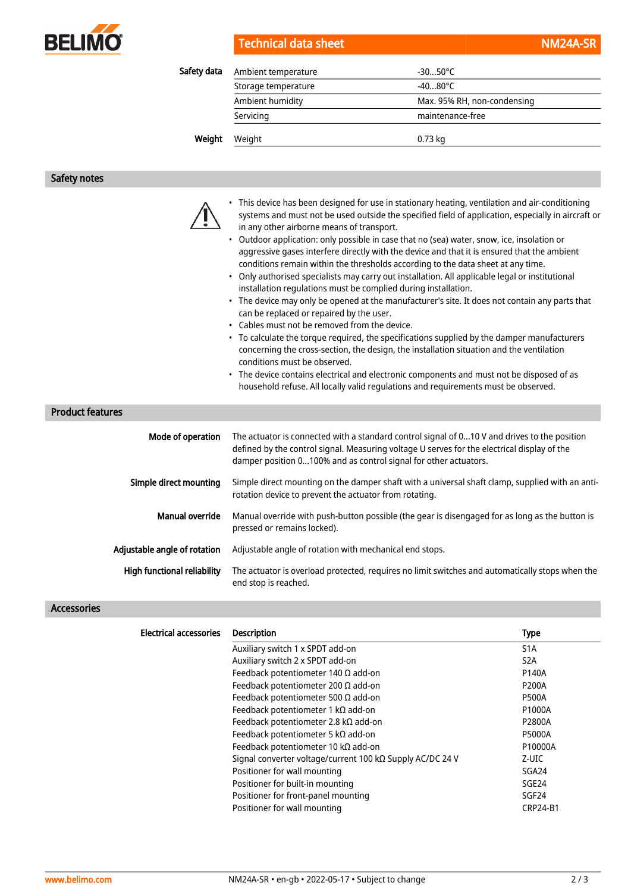## Safety data

| | | |
|---|---|---|
| Safety data | Ambient temperature | -30...50°C |
| | Storage temperature | -40...80°C |
| | Ambient humidity | Max. 95% RH, non-condensing |
| | Servicing | maintenance-free |
| Weight | Weight | 0.73 kg |

## Safety notes

- This device has been designed for use in stationary heating, ventilation and air-conditioning systems and must not be used outside the specified field of application, especially in aircraft or in any other airborne means of transport.
- Outdoor application: only possible in case that no (sea) water, snow, ice, insolation or aggressive gases interfere directly with the device and that it is ensured that the ambient conditions remain within the thresholds according to the data sheet at any time.
- Only authorised specialists may carry out installation. All applicable legal or institutional installation regulations must be complied during installation.
- The device may only be opened at the manufacturer's site. It does not contain any parts that can be replaced or repaired by the user.
- Cables must not be removed from the device.
- To calculate the torque required, the specifications supplied by the damper manufacturers concerning the cross-section, the design, the installation situation and the ventilation conditions must be observed.
- The device contains electrical and electronic components and must not be disposed of as household refuse. All locally valid regulations and requirements must be observed.

## Product features

**Mode of operation**
The actuator is connected with a standard control signal of 0...10 V and drives to the position defined by the control signal. Measuring voltage U serves for the electrical display of the damper position 0...100% and as control signal for other actuators.

**Simple direct mounting**
Simple direct mounting on the damper shaft with a universal shaft clamp, supplied with an anti-rotation device to prevent the actuator from rotating.

**Manual override**
Manual override with push-button possible (the gear is disengaged for as long as the button is pressed or remains locked).

**Adjustable angle of rotation**
Adjustable angle of rotation with mechanical end stops.

**High functional reliability**
The actuator is overload protected, requires no limit switches and automatically stops when the end stop is reached.

## Accessories

**Electrical accessories**

| Description | Type |
|---|---|
| Auxiliary switch 1 x SPDT add-on | S1A |
| Auxiliary switch 2 x SPDT add-on | S2A |
| Feedback potentiometer 140 Ω add-on | P140A |
| Feedback potentiometer 200 Ω add-on | P200A |
| Feedback potentiometer 500 Ω add-on | P500A |
| Feedback potentiometer 1 kΩ add-on | P1000A |
| Feedback potentiometer 2.8 kΩ add-on | P2800A |
| Feedback potentiometer 5 kΩ add-on | P5000A |
| Feedback potentiometer 10 kΩ add-on | P10000A |
| Signal converter voltage/current 100 kΩ Supply AC/DC 24 V | Z-UIC |
| Positioner for wall mounting | SGA24 |
| Positioner for built-in mounting | SGE24 |
| Positioner for front-panel mounting | SGF24 |
| Positioner for wall mounting | CRP24-B1 |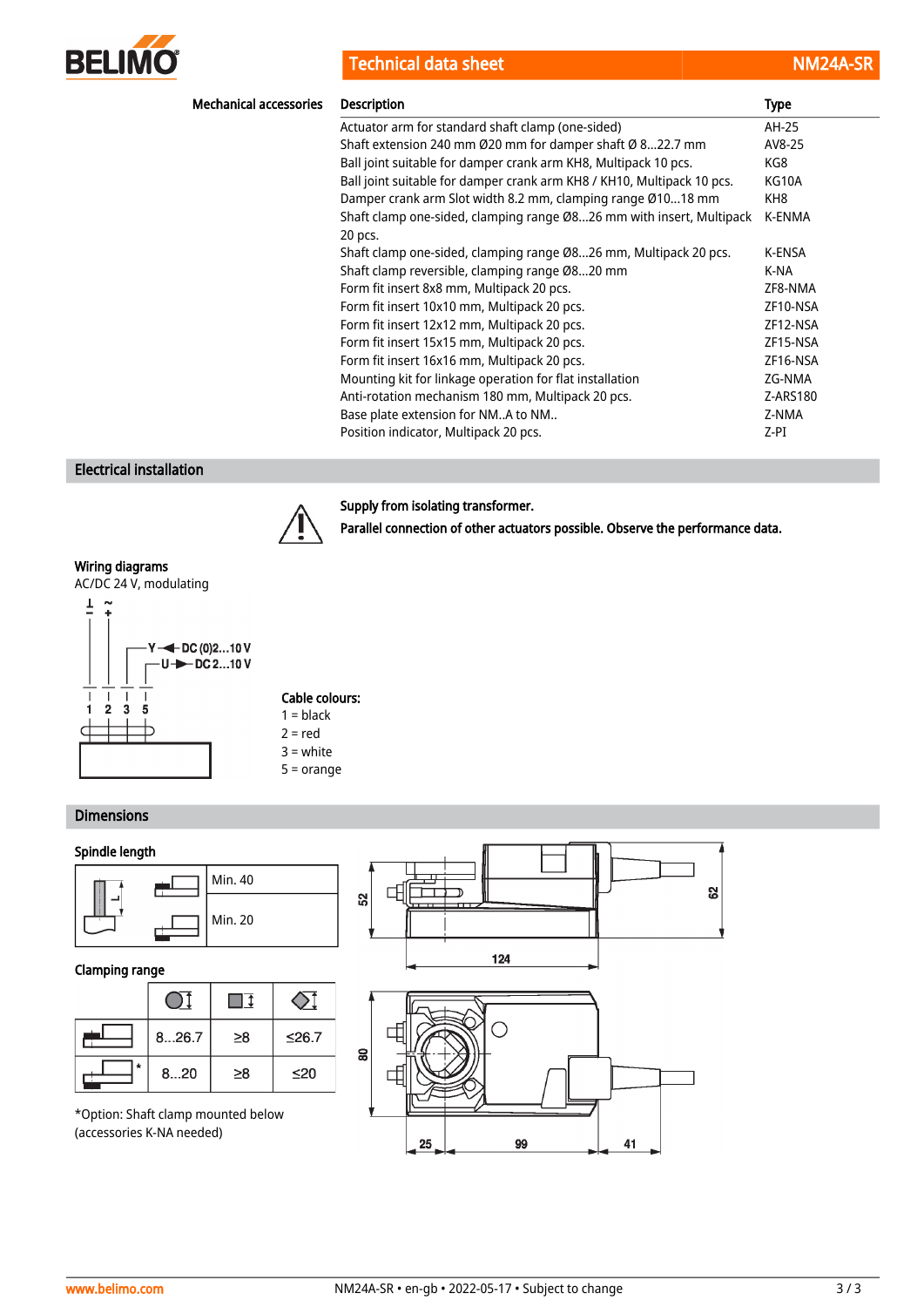### Mechanical accessories

| Description | Type |
|---|---|
| Actuator arm for standard shaft clamp (one-sided) | AH-25 |
| Shaft extension 240 mm Ø20 mm for damper shaft Ø 8...22.7 mm | AV8-25 |
| Ball joint suitable for damper crank arm KH8, Multipack 10 pcs. | KG8 |
| Ball joint suitable for damper crank arm KH8 / KH10, Multipack 10 pcs. | KG10A |
| Damper crank arm Slot width 8.2 mm, clamping range Ø10...18 mm | KH8 |
| Shaft clamp one-sided, clamping range Ø8...26 mm with insert, Multipack 20 pcs. | K-ENMA |
| Shaft clamp one-sided, clamping range Ø8...26 mm, Multipack 20 pcs. | K-ENSA |
| Shaft clamp reversible, clamping range Ø8...20 mm | K-NA |
| Form fit insert 8x8 mm, Multipack 20 pcs. | ZF8-NMA |
| Form fit insert 10x10 mm, Multipack 20 pcs. | ZF10-NSA |
| Form fit insert 12x12 mm, Multipack 20 pcs. | ZF12-NSA |
| Form fit insert 15x15 mm, Multipack 20 pcs. | ZF15-NSA |
| Form fit insert 16x16 mm, Multipack 20 pcs. | ZF16-NSA |
| Mounting kit for linkage operation for flat installation | ZG-NMA |
| Anti-rotation mechanism 180 mm, Multipack 20 pcs. | Z-ARS180 |
| Base plate extension for NM..A to NM.. | Z-NMA |
| Position indicator, Multipack 20 pcs. | Z-PI |

## Electrical installation

**Supply from isolating transformer.**

**Parallel connection of other actuators possible. Observe the performance data.**

### Wiring diagrams

AC/DC 24 V, modulating

⊥ – ~ +

Y ◄ DC (0)2...10 V

U ► DC 2...10 V

1 2 3 5

**Cable colours:**
1 = black
2 = red
3 = white
5 = orange

## Dimensions

### Spindle length

| | |
|---|---|
| | Min. 40 |
| | Min. 20 |

### Clamping range

| | ● | ■ | ◆ |
|---|---|---|---|
| | 8...26.7 | ≥8 | ≤26.7 |
| * | 8...20 | ≥8 | ≤20 |

*Option: Shaft clamp mounted below (accessories K-NA needed)

52
62
124
80
25
99
41